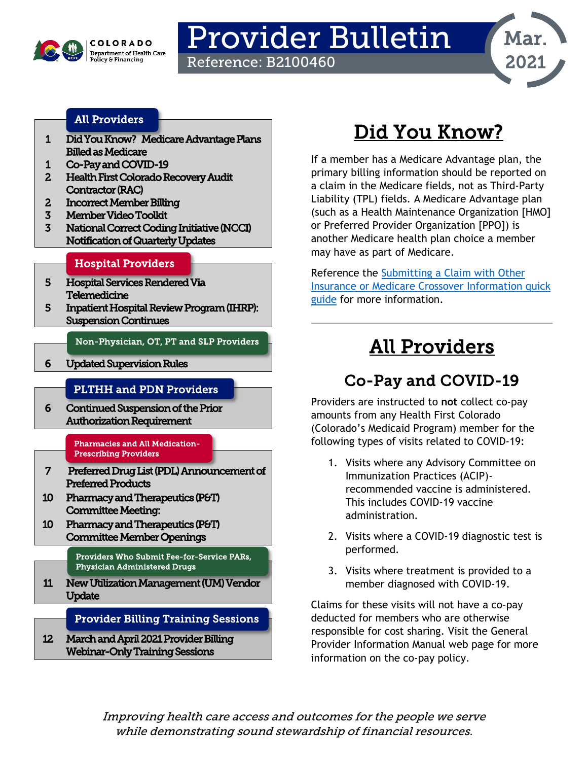COLORADO Department of Health Care Policy & Financing

# Provider Bulletin

Reference: B2100460

Mar. 2021

## All Providers

| | |
|---|---|
| 1 | Did You Know? Medicare Advantage Plans Billed as Medicare |
| 1 | Co-Pay and COVID-19 |
| 2 | Health First Colorado Recovery Audit Contractor (RAC) |
| 2 | Incorrect Member Billing |
| 3 | Member Video Toolkit |
| 3 | National Correct Coding Initiative (NCCI) Notification of Quarterly Updates |

## Hospital Providers

| | |
|---|---|
| 5 | Hospital Services Rendered Via Telemedicine |
| 5 | Inpatient Hospital Review Program (IHRP): Suspension Continues |

## Non-Physician, OT, PT and SLP Providers

| | |
|---|---|
| 6 | Updated Supervision Rules |

## PLTHH and PDN Providers

| | |
|---|---|
| 6 | Continued Suspension of the Prior Authorization Requirement |

## Pharmacies and All Medication-Prescribing Providers

| | |
|---|---|
| 7 | Preferred Drug List (PDL) Announcement of Preferred Products |
| 10 | Pharmacy and Therapeutics (P&T) Committee Meeting: |
| 10 | Pharmacy and Therapeutics (P&T) Committee Member Openings |

## Providers Who Submit Fee-for-Service PARs, Physician Administered Drugs

| | |
|---|---|
| 11 | New Utilization Management (UM) Vendor Update |

## Provider Billing Training Sessions

| | |
|---|---|
| 12 | March and April 2021 Provider Billing Webinar-Only Training Sessions |

# Did You Know?

If a member has a Medicare Advantage plan, the primary billing information should be reported on a claim in the Medicare fields, not as Third-Party Liability (TPL) fields. A Medicare Advantage plan (such as a Health Maintenance Organization [HMO] or Preferred Provider Organization [PPO]) is another Medicare health plan choice a member may have as part of Medicare.

Reference the Submitting a Claim with Other Insurance or Medicare Crossover Information quick guide for more information.

# All Providers

## Co-Pay and COVID-19

Providers are instructed to **not** collect co-pay amounts from any Health First Colorado (Colorado's Medicaid Program) member for the following types of visits related to COVID-19:

1. Visits where any Advisory Committee on Immunization Practices (ACIP)-recommended vaccine is administered. This includes COVID-19 vaccine administration.
2. Visits where a COVID-19 diagnostic test is performed.
3. Visits where treatment is provided to a member diagnosed with COVID-19.

Claims for these visits will not have a co-pay deducted for members who are otherwise responsible for cost sharing. Visit the General Provider Information Manual web page for more information on the co-pay policy.

*Improving health care access and outcomes for the people we serve while demonstrating sound stewardship of financial resources.*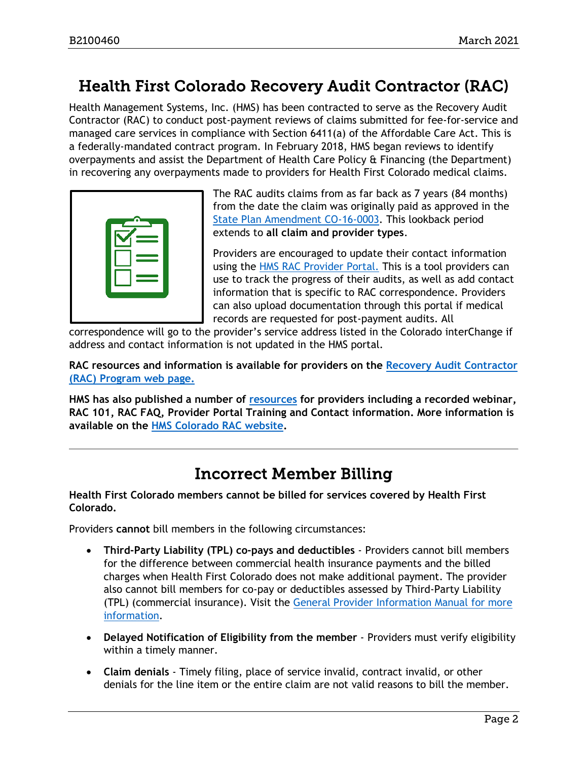## Health First Colorado Recovery Audit Contractor (RAC)

Health Management Systems, Inc. (HMS) has been contracted to serve as the Recovery Audit Contractor (RAC) to conduct post-payment reviews of claims submitted for fee-for-service and managed care services in compliance with Section 6411(a) of the Affordable Care Act. This is a federally-mandated contract program. In February 2018, HMS began reviews to identify overpayments and assist the Department of Health Care Policy & Financing (the Department) in recovering any overpayments made to providers for Health First Colorado medical claims.

The RAC audits claims from as far back as 7 years (84 months) from the date the claim was originally paid as approved in the State Plan Amendment CO-16-0003. This lookback period extends to **all claim and provider types**.

Providers are encouraged to update their contact information using the HMS RAC Provider Portal. This is a tool providers can use to track the progress of their audits, as well as add contact information that is specific to RAC correspondence. Providers can also upload documentation through this portal if medical records are requested for post-payment audits. All correspondence will go to the provider's service address listed in the Colorado interChange if address and contact information is not updated in the HMS portal.

**RAC resources and information is available for providers on the Recovery Audit Contractor (RAC) Program web page.**

**HMS has also published a number of resources for providers including a recorded webinar, RAC 101, RAC FAQ, Provider Portal Training and Contact information. More information is available on the HMS Colorado RAC website.**

---

## Incorrect Member Billing

**Health First Colorado members cannot be billed for services covered by Health First Colorado.**

Providers **cannot** bill members in the following circumstances:

- **Third-Party Liability (TPL) co-pays and deductibles** - Providers cannot bill members for the difference between commercial health insurance payments and the billed charges when Health First Colorado does not make additional payment. The provider also cannot bill members for co-pay or deductibles assessed by Third-Party Liability (TPL) (commercial insurance). Visit the General Provider Information Manual for more information.
- **Delayed Notification of Eligibility from the member** - Providers must verify eligibility within a timely manner.
- **Claim denials** - Timely filing, place of service invalid, contract invalid, or other denials for the line item or the entire claim are not valid reasons to bill the member.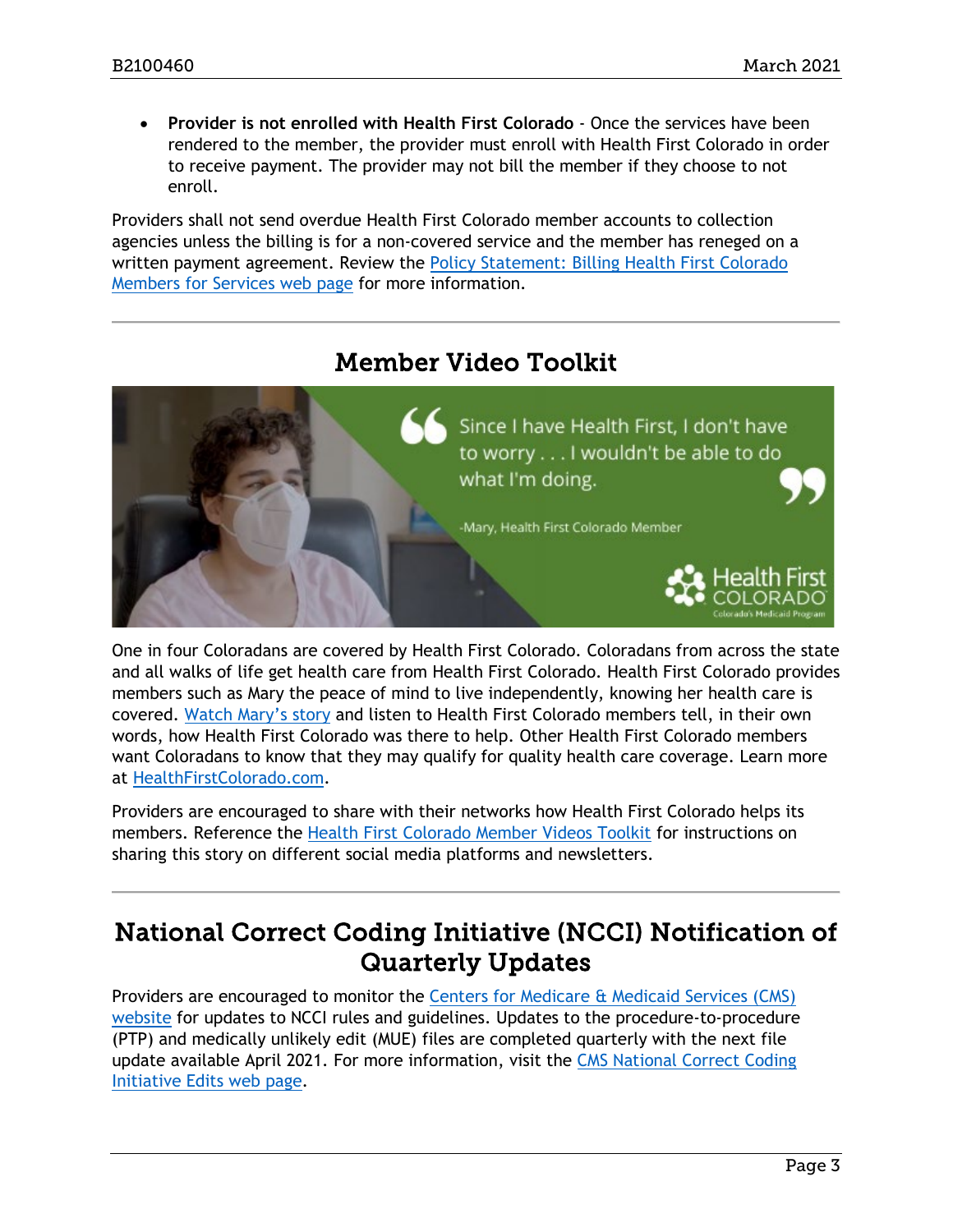- **Provider is not enrolled with Health First Colorado** - Once the services have been rendered to the member, the provider must enroll with Health First Colorado in order to receive payment. The provider may not bill the member if they choose to not enroll.

Providers shall not send overdue Health First Colorado member accounts to collection agencies unless the billing is for a non-covered service and the member has reneged on a written payment agreement. Review the Policy Statement: Billing Health First Colorado Members for Services web page for more information.

## Member Video Toolkit

One in four Coloradans are covered by Health First Colorado. Coloradans from across the state and all walks of life get health care from Health First Colorado. Health First Colorado provides members such as Mary the peace of mind to live independently, knowing her health care is covered. Watch Mary's story and listen to Health First Colorado members tell, in their own words, how Health First Colorado was there to help. Other Health First Colorado members want Coloradans to know that they may qualify for quality health care coverage. Learn more at HealthFirstColorado.com.

Providers are encouraged to share with their networks how Health First Colorado helps its members. Reference the Health First Colorado Member Videos Toolkit for instructions on sharing this story on different social media platforms and newsletters.

## National Correct Coding Initiative (NCCI) Notification of Quarterly Updates

Providers are encouraged to monitor the Centers for Medicare & Medicaid Services (CMS) website for updates to NCCI rules and guidelines. Updates to the procedure-to-procedure (PTP) and medically unlikely edit (MUE) files are completed quarterly with the next file update available April 2021. For more information, visit the CMS National Correct Coding Initiative Edits web page.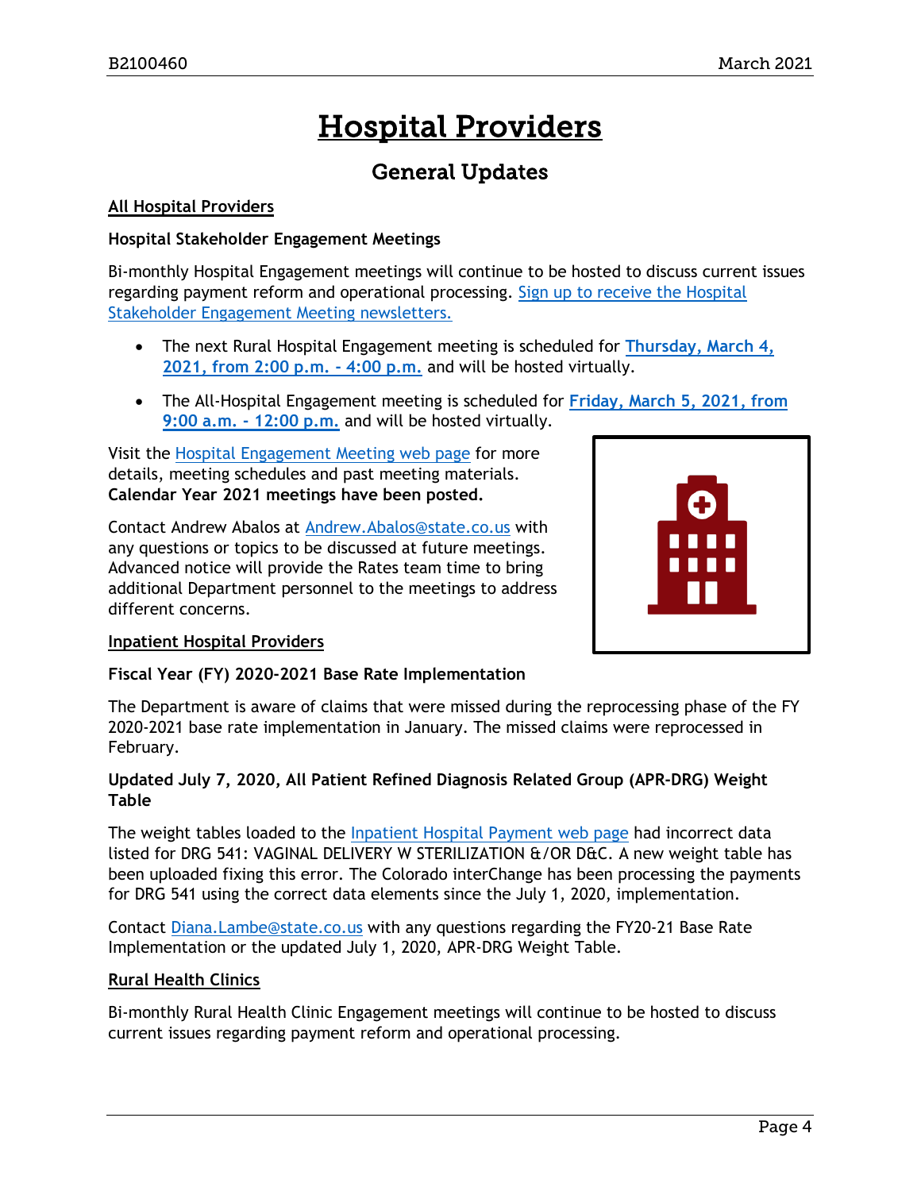# Hospital Providers

## General Updates

### All Hospital Providers

**Hospital Stakeholder Engagement Meetings**

Bi-monthly Hospital Engagement meetings will continue to be hosted to discuss current issues regarding payment reform and operational processing. Sign up to receive the Hospital Stakeholder Engagement Meeting newsletters.

- The next Rural Hospital Engagement meeting is scheduled for **Thursday, March 4, 2021, from 2:00 p.m. - 4:00 p.m.** and will be hosted virtually.
- The All-Hospital Engagement meeting is scheduled for **Friday, March 5, 2021, from 9:00 a.m. - 12:00 p.m.** and will be hosted virtually.

Visit the Hospital Engagement Meeting web page for more details, meeting schedules and past meeting materials. **Calendar Year 2021 meetings have been posted.**

Contact Andrew Abalos at Andrew.Abalos@state.co.us with any questions or topics to be discussed at future meetings. Advanced notice will provide the Rates team time to bring additional Department personnel to the meetings to address different concerns.

### Inpatient Hospital Providers

**Fiscal Year (FY) 2020-2021 Base Rate Implementation**

The Department is aware of claims that were missed during the reprocessing phase of the FY 2020-2021 base rate implementation in January. The missed claims were reprocessed in February.

**Updated July 7, 2020, All Patient Refined Diagnosis Related Group (APR-DRG) Weight Table**

The weight tables loaded to the Inpatient Hospital Payment web page had incorrect data listed for DRG 541: VAGINAL DELIVERY W STERILIZATION &/OR D&C. A new weight table has been uploaded fixing this error. The Colorado interChange has been processing the payments for DRG 541 using the correct data elements since the July 1, 2020, implementation.

Contact Diana.Lambe@state.co.us with any questions regarding the FY20-21 Base Rate Implementation or the updated July 1, 2020, APR-DRG Weight Table.

### Rural Health Clinics

Bi-monthly Rural Health Clinic Engagement meetings will continue to be hosted to discuss current issues regarding payment reform and operational processing.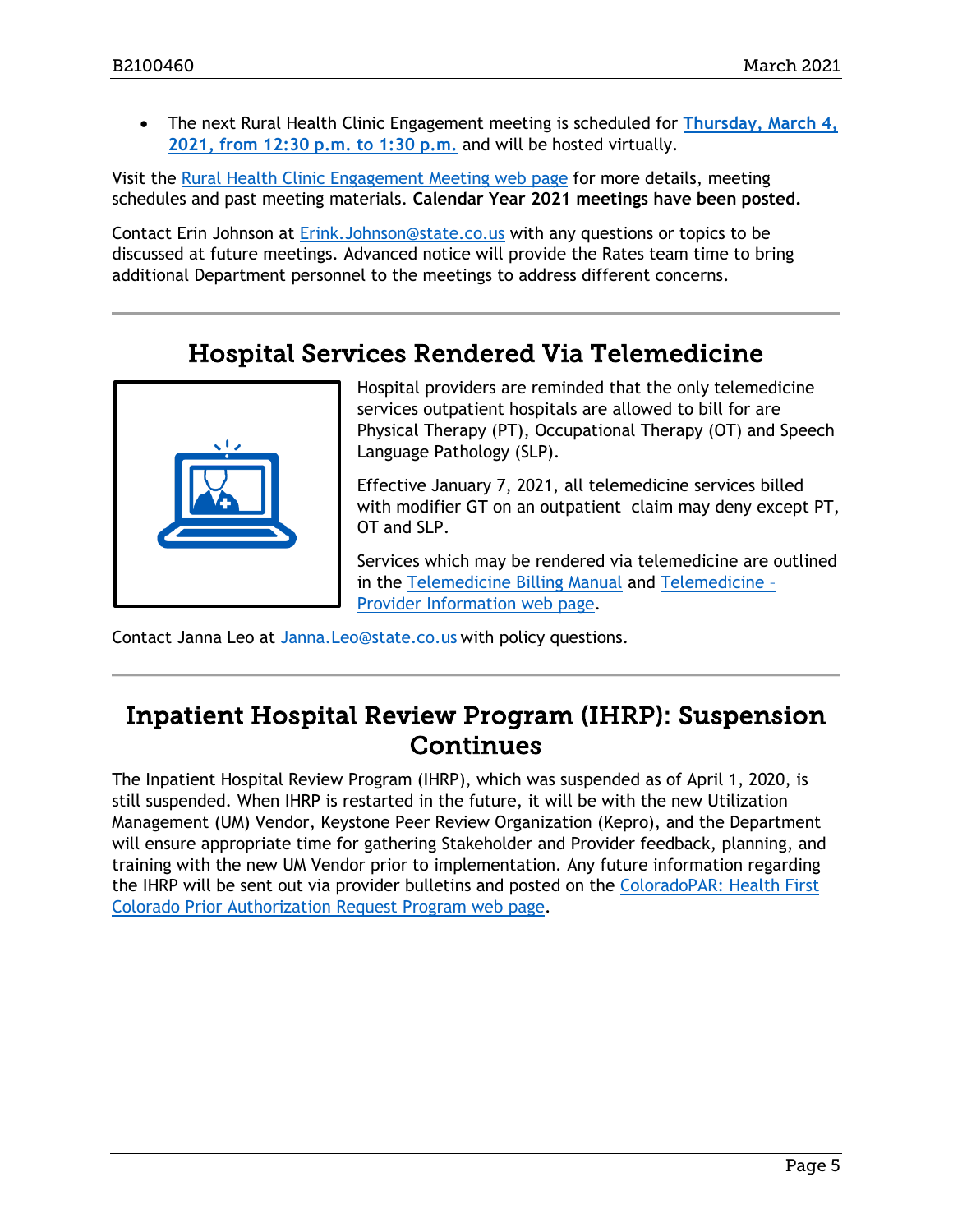- The next Rural Health Clinic Engagement meeting is scheduled for **Thursday, March 4, 2021, from 12:30 p.m. to 1:30 p.m.** and will be hosted virtually.

Visit the Rural Health Clinic Engagement Meeting web page for more details, meeting schedules and past meeting materials. **Calendar Year 2021 meetings have been posted.**

Contact Erin Johnson at Erink.Johnson@state.co.us with any questions or topics to be discussed at future meetings. Advanced notice will provide the Rates team time to bring additional Department personnel to the meetings to address different concerns.

## Hospital Services Rendered Via Telemedicine

Hospital providers are reminded that the only telemedicine services outpatient hospitals are allowed to bill for are Physical Therapy (PT), Occupational Therapy (OT) and Speech Language Pathology (SLP).

Effective January 7, 2021, all telemedicine services billed with modifier GT on an outpatient claim may deny except PT, OT and SLP.

Services which may be rendered via telemedicine are outlined in the Telemedicine Billing Manual and Telemedicine – Provider Information web page.

Contact Janna Leo at Janna.Leo@state.co.us with policy questions.

## Inpatient Hospital Review Program (IHRP): Suspension Continues

The Inpatient Hospital Review Program (IHRP), which was suspended as of April 1, 2020, is still suspended. When IHRP is restarted in the future, it will be with the new Utilization Management (UM) Vendor, Keystone Peer Review Organization (Kepro), and the Department will ensure appropriate time for gathering Stakeholder and Provider feedback, planning, and training with the new UM Vendor prior to implementation. Any future information regarding the IHRP will be sent out via provider bulletins and posted on the ColoradoPAR: Health First Colorado Prior Authorization Request Program web page.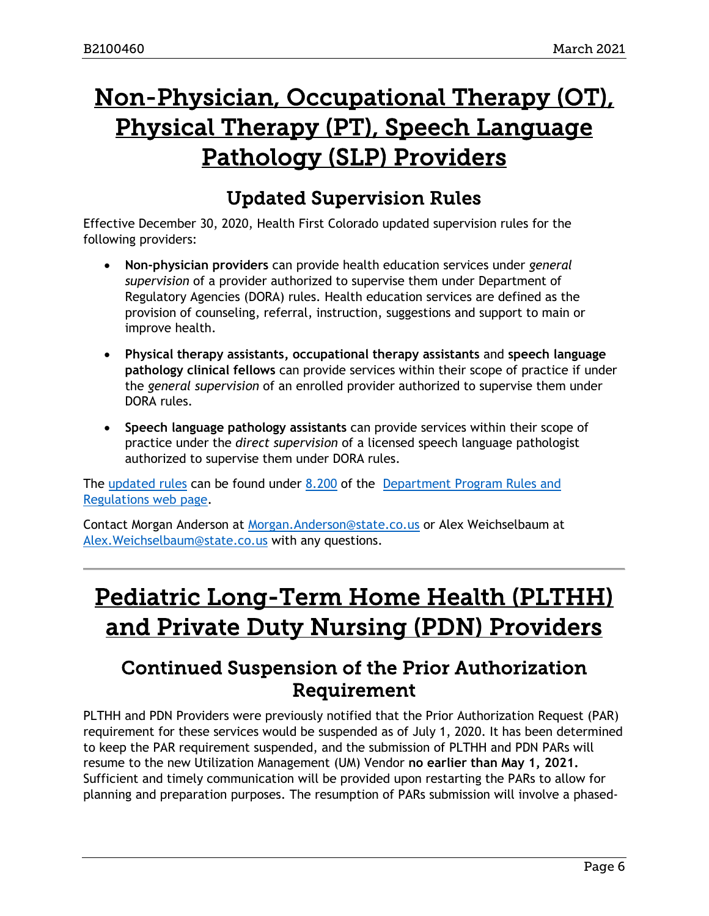# Non-Physician, Occupational Therapy (OT), Physical Therapy (PT), Speech Language Pathology (SLP) Providers

## Updated Supervision Rules

Effective December 30, 2020, Health First Colorado updated supervision rules for the following providers:

- **Non-physician providers** can provide health education services under *general supervision* of a provider authorized to supervise them under Department of Regulatory Agencies (DORA) rules. Health education services are defined as the provision of counseling, referral, instruction, suggestions and support to main or improve health.
- **Physical therapy assistants, occupational therapy assistants** and **speech language pathology clinical fellows** can provide services within their scope of practice if under the *general supervision* of an enrolled provider authorized to supervise them under DORA rules.
- **Speech language pathology assistants** can provide services within their scope of practice under the *direct supervision* of a licensed speech language pathologist authorized to supervise them under DORA rules.

The updated rules can be found under 8.200 of the Department Program Rules and Regulations web page.

Contact Morgan Anderson at Morgan.Anderson@state.co.us or Alex Weichselbaum at Alex.Weichselbaum@state.co.us with any questions.

---

# Pediatric Long-Term Home Health (PLTHH) and Private Duty Nursing (PDN) Providers

## Continued Suspension of the Prior Authorization Requirement

PLTHH and PDN Providers were previously notified that the Prior Authorization Request (PAR) requirement for these services would be suspended as of July 1, 2020. It has been determined to keep the PAR requirement suspended, and the submission of PLTHH and PDN PARs will resume to the new Utilization Management (UM) Vendor **no earlier than May 1, 2021.** Sufficient and timely communication will be provided upon restarting the PARs to allow for planning and preparation purposes. The resumption of PARs submission will involve a phased-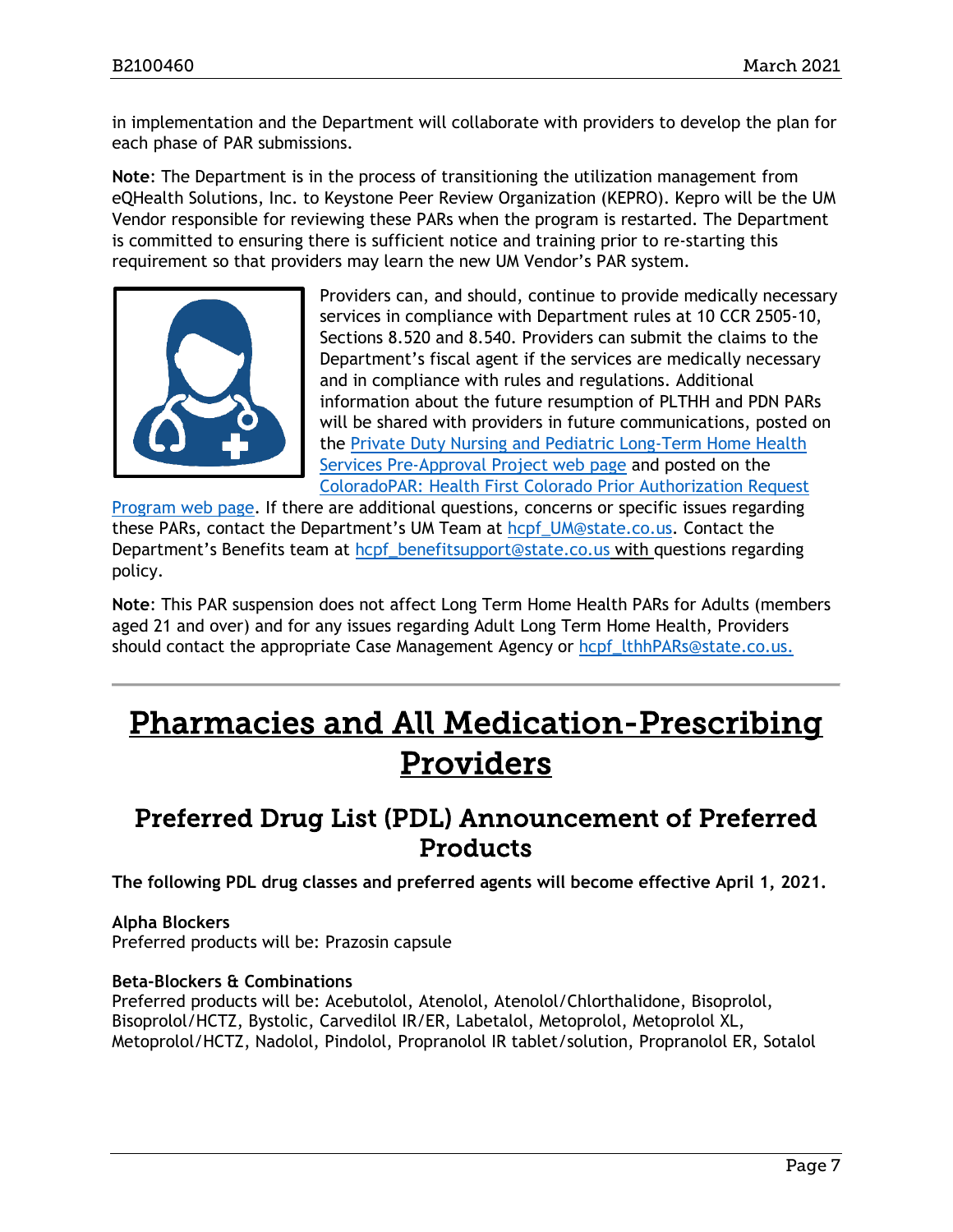in implementation and the Department will collaborate with providers to develop the plan for each phase of PAR submissions.

**Note**: The Department is in the process of transitioning the utilization management from eQHealth Solutions, Inc. to Keystone Peer Review Organization (KEPRO). Kepro will be the UM Vendor responsible for reviewing these PARs when the program is restarted. The Department is committed to ensuring there is sufficient notice and training prior to re-starting this requirement so that providers may learn the new UM Vendor's PAR system.

Providers can, and should, continue to provide medically necessary services in compliance with Department rules at 10 CCR 2505-10, Sections 8.520 and 8.540. Providers can submit the claims to the Department's fiscal agent if the services are medically necessary and in compliance with rules and regulations. Additional information about the future resumption of PLTHH and PDN PARs will be shared with providers in future communications, posted on the [Private Duty Nursing and Pediatric Long-Term Home Health Services Pre-Approval Project web page] and posted on the [ColoradoPAR: Health First Colorado Prior Authorization Request Program web page]. If there are additional questions, concerns or specific issues regarding these PARs, contact the Department's UM Team at hcpf_UM@state.co.us. Contact the Department's Benefits team at hcpf_benefitsupport@state.co.us with questions regarding policy.

**Note**: This PAR suspension does not affect Long Term Home Health PARs for Adults (members aged 21 and over) and for any issues regarding Adult Long Term Home Health, Providers should contact the appropriate Case Management Agency or hcpf_lthhPARs@state.co.us.

---

# Pharmacies and All Medication-Prescribing Providers

## Preferred Drug List (PDL) Announcement of Preferred Products

**The following PDL drug classes and preferred agents will become effective April 1, 2021.**

**Alpha Blockers**
Preferred products will be: Prazosin capsule

**Beta-Blockers & Combinations**
Preferred products will be: Acebutolol, Atenolol, Atenolol/Chlorthalidone, Bisoprolol, Bisoprolol/HCTZ, Bystolic, Carvedilol IR/ER, Labetalol, Metoprolol, Metoprolol XL, Metoprolol/HCTZ, Nadolol, Pindolol, Propranolol IR tablet/solution, Propranolol ER, Sotalol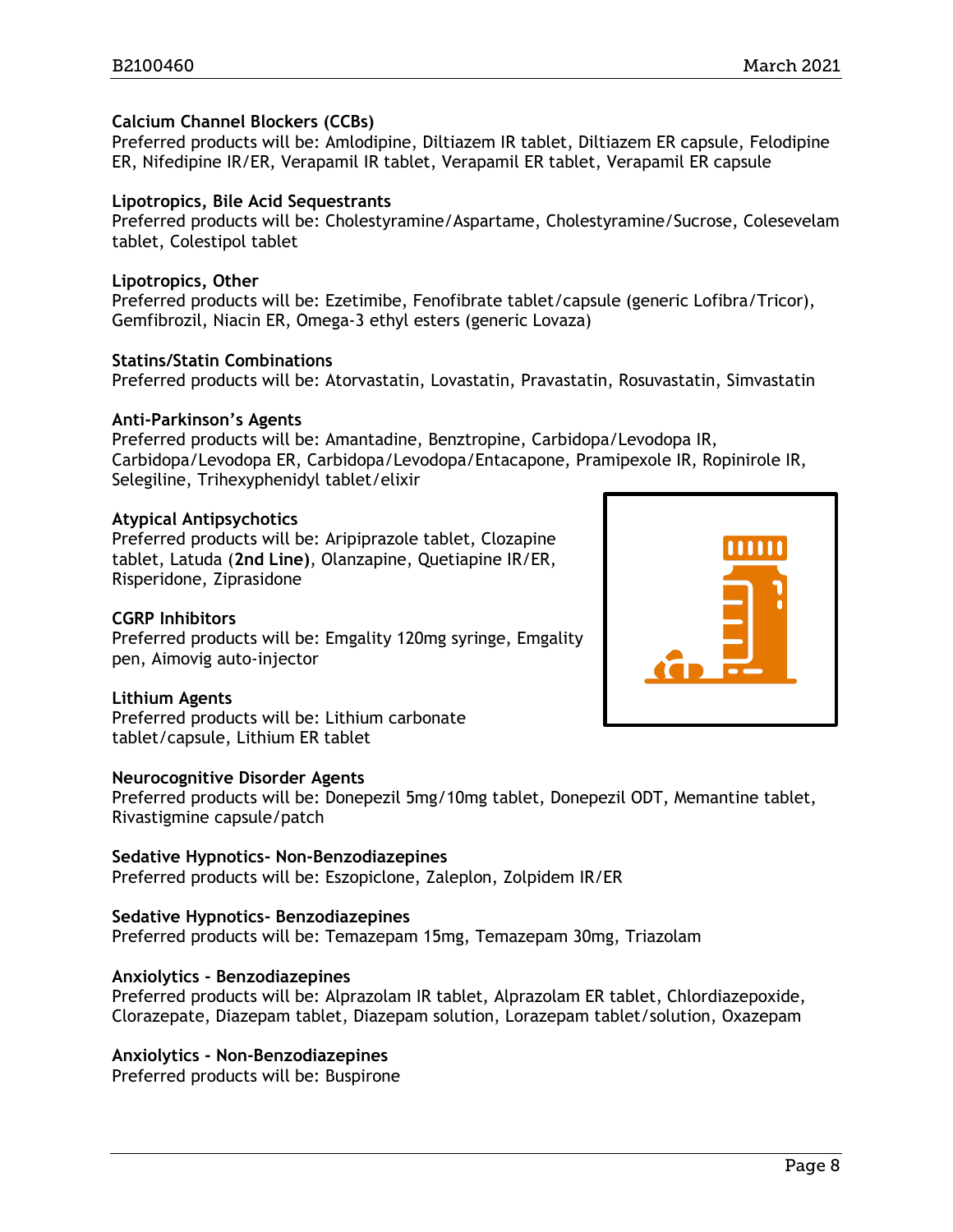**Calcium Channel Blockers (CCBs)**
Preferred products will be: Amlodipine, Diltiazem IR tablet, Diltiazem ER capsule, Felodipine ER, Nifedipine IR/ER, Verapamil IR tablet, Verapamil ER tablet, Verapamil ER capsule

**Lipotropics, Bile Acid Sequestrants**
Preferred products will be: Cholestyramine/Aspartame, Cholestyramine/Sucrose, Colesevelam tablet, Colestipol tablet

**Lipotropics, Other**
Preferred products will be: Ezetimibe, Fenofibrate tablet/capsule (generic Lofibra/Tricor), Gemfibrozil, Niacin ER, Omega-3 ethyl esters (generic Lovaza)

**Statins/Statin Combinations**
Preferred products will be: Atorvastatin, Lovastatin, Pravastatin, Rosuvastatin, Simvastatin

**Anti-Parkinson's Agents**
Preferred products will be: Amantadine, Benztropine, Carbidopa/Levodopa IR, Carbidopa/Levodopa ER, Carbidopa/Levodopa/Entacapone, Pramipexole IR, Ropinirole IR, Selegiline, Trihexyphenidyl tablet/elixir

**Atypical Antipsychotics**
Preferred products will be: Aripiprazole tablet, Clozapine tablet, Latuda (**2nd Line)**, Olanzapine, Quetiapine IR/ER, Risperidone, Ziprasidone

**CGRP Inhibitors**
Preferred products will be: Emgality 120mg syringe, Emgality pen, Aimovig auto-injector

**Lithium Agents**
Preferred products will be: Lithium carbonate tablet/capsule, Lithium ER tablet

**Neurocognitive Disorder Agents**
Preferred products will be: Donepezil 5mg/10mg tablet, Donepezil ODT, Memantine tablet, Rivastigmine capsule/patch

**Sedative Hypnotics- Non-Benzodiazepines**
Preferred products will be: Eszopiclone, Zaleplon, Zolpidem IR/ER

**Sedative Hypnotics- Benzodiazepines**
Preferred products will be: Temazepam 15mg, Temazepam 30mg, Triazolam

**Anxiolytics - Benzodiazepines**
Preferred products will be: Alprazolam IR tablet, Alprazolam ER tablet, Chlordiazepoxide, Clorazepate, Diazepam tablet, Diazepam solution, Lorazepam tablet/solution, Oxazepam

**Anxiolytics - Non-Benzodiazepines**
Preferred products will be: Buspirone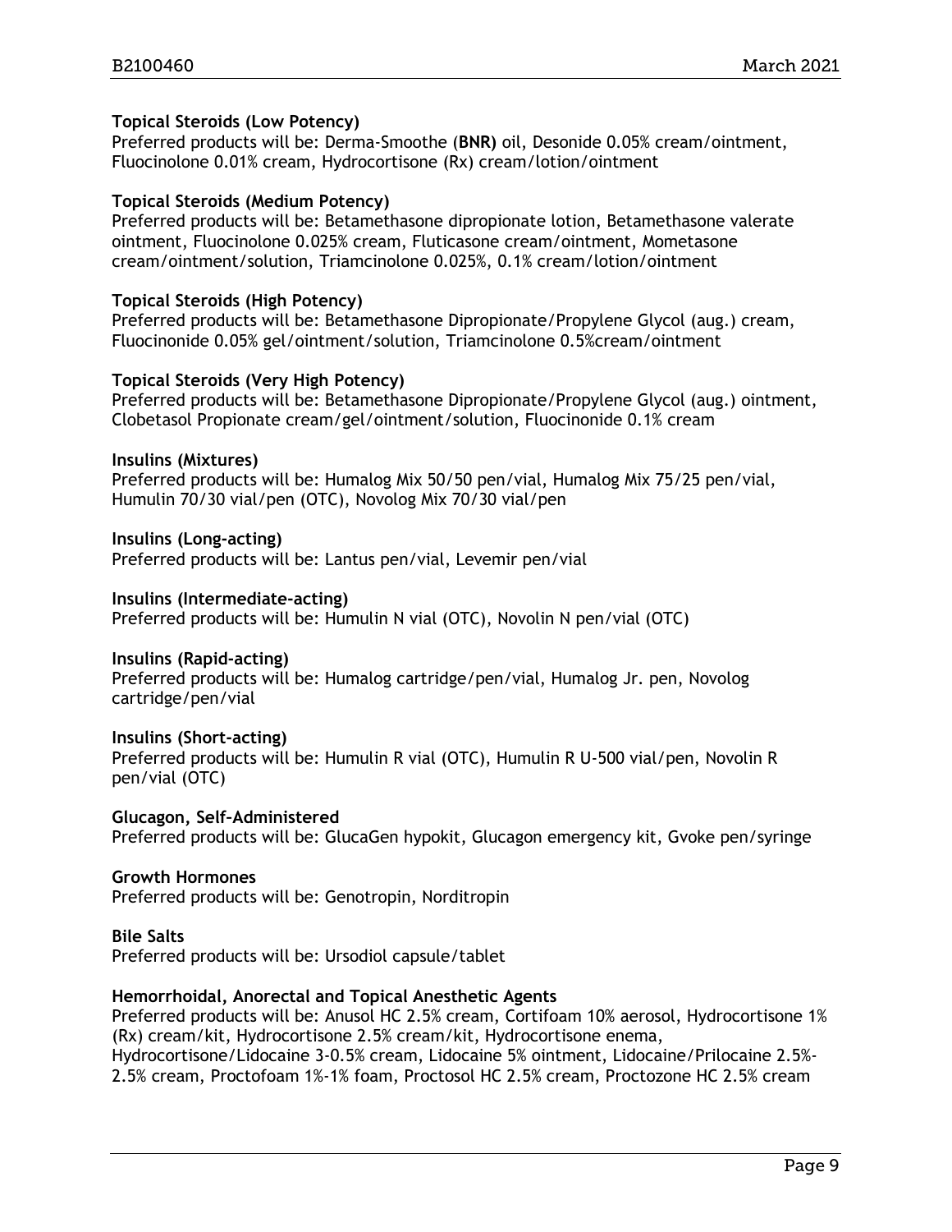**Topical Steroids (Low Potency)**
Preferred products will be: Derma-Smoothe (**BNR**) oil, Desonide 0.05% cream/ointment, Fluocinolone 0.01% cream, Hydrocortisone (Rx) cream/lotion/ointment

**Topical Steroids (Medium Potency)**
Preferred products will be: Betamethasone dipropionate lotion, Betamethasone valerate ointment, Fluocinolone 0.025% cream, Fluticasone cream/ointment, Mometasone cream/ointment/solution, Triamcinolone 0.025%, 0.1% cream/lotion/ointment

**Topical Steroids (High Potency)**
Preferred products will be: Betamethasone Dipropionate/Propylene Glycol (aug.) cream, Fluocinonide 0.05% gel/ointment/solution, Triamcinolone 0.5%cream/ointment

**Topical Steroids (Very High Potency)**
Preferred products will be: Betamethasone Dipropionate/Propylene Glycol (aug.) ointment, Clobetasol Propionate cream/gel/ointment/solution, Fluocinonide 0.1% cream

**Insulins (Mixtures)**
Preferred products will be: Humalog Mix 50/50 pen/vial, Humalog Mix 75/25 pen/vial, Humulin 70/30 vial/pen (OTC), Novolog Mix 70/30 vial/pen

**Insulins (Long-acting)**
Preferred products will be: Lantus pen/vial, Levemir pen/vial

**Insulins (Intermediate-acting)**
Preferred products will be: Humulin N vial (OTC), Novolin N pen/vial (OTC)

**Insulins (Rapid-acting)**
Preferred products will be: Humalog cartridge/pen/vial, Humalog Jr. pen, Novolog cartridge/pen/vial

**Insulins (Short-acting)**
Preferred products will be: Humulin R vial (OTC), Humulin R U-500 vial/pen, Novolin R pen/vial (OTC)

**Glucagon, Self-Administered**
Preferred products will be: GlucaGen hypokit, Glucagon emergency kit, Gvoke pen/syringe

**Growth Hormones**
Preferred products will be: Genotropin, Norditropin

**Bile Salts**
Preferred products will be: Ursodiol capsule/tablet

**Hemorrhoidal, Anorectal and Topical Anesthetic Agents**
Preferred products will be: Anusol HC 2.5% cream, Cortifoam 10% aerosol, Hydrocortisone 1% (Rx) cream/kit, Hydrocortisone 2.5% cream/kit, Hydrocortisone enema, Hydrocortisone/Lidocaine 3-0.5% cream, Lidocaine 5% ointment, Lidocaine/Prilocaine 2.5%-2.5% cream, Proctofoam 1%-1% foam, Proctosol HC 2.5% cream, Proctozone HC 2.5% cream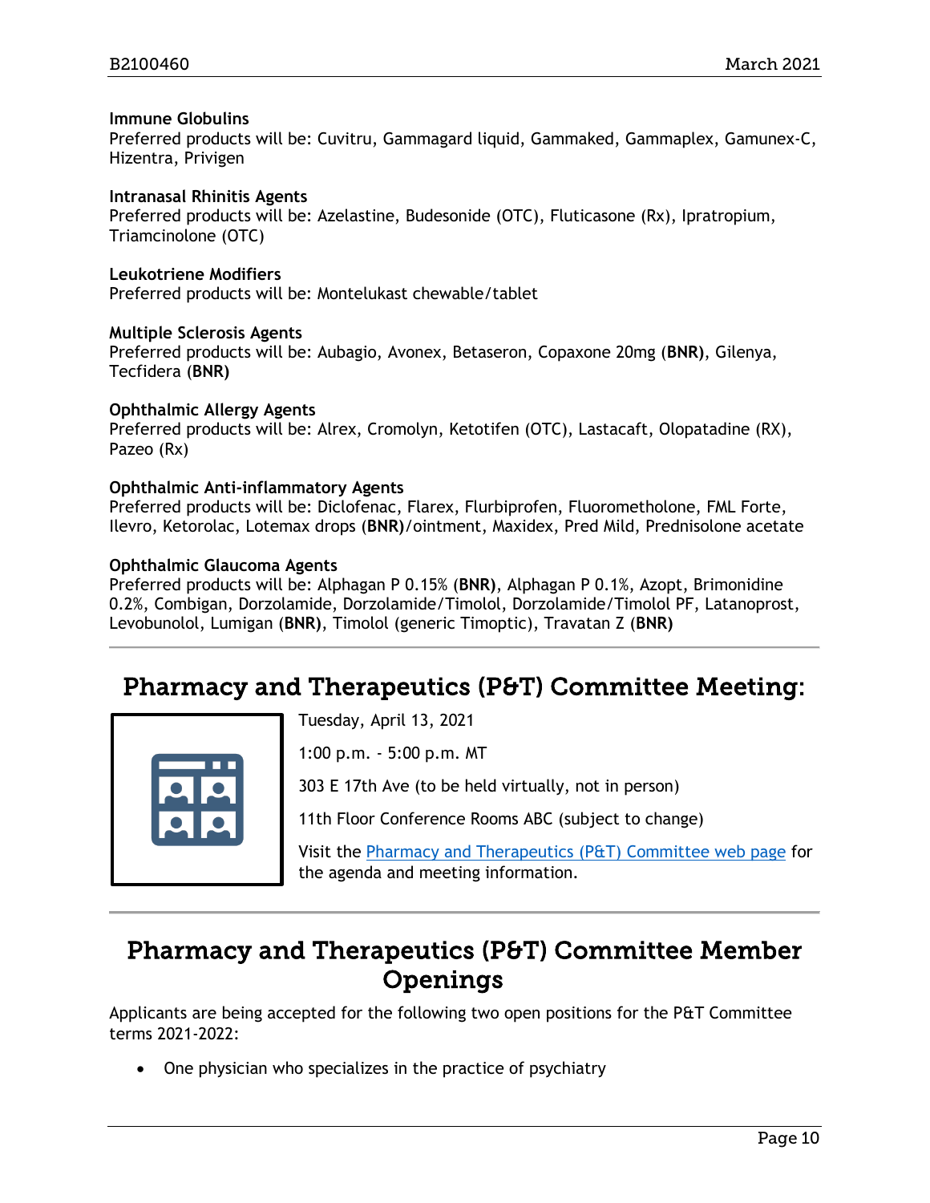**Immune Globulins**
Preferred products will be: Cuvitru, Gammagard liquid, Gammaked, Gammaplex, Gamunex-C, Hizentra, Privigen

**Intranasal Rhinitis Agents**
Preferred products will be: Azelastine, Budesonide (OTC), Fluticasone (Rx), Ipratropium, Triamcinolone (OTC)

**Leukotriene Modifiers**
Preferred products will be: Montelukast chewable/tablet

**Multiple Sclerosis Agents**
Preferred products will be: Aubagio, Avonex, Betaseron, Copaxone 20mg (**BNR**), Gilenya, Tecfidera (**BNR**)

**Ophthalmic Allergy Agents**
Preferred products will be: Alrex, Cromolyn, Ketotifen (OTC), Lastacaft, Olopatadine (RX), Pazeo (Rx)

**Ophthalmic Anti-inflammatory Agents**
Preferred products will be: Diclofenac, Flarex, Flurbiprofen, Fluorometholone, FML Forte, Ilevro, Ketorolac, Lotemax drops (**BNR**)/ointment, Maxidex, Pred Mild, Prednisolone acetate

**Ophthalmic Glaucoma Agents**
Preferred products will be: Alphagan P 0.15% (**BNR**), Alphagan P 0.1%, Azopt, Brimonidine 0.2%, Combigan, Dorzolamide, Dorzolamide/Timolol, Dorzolamide/Timolol PF, Latanoprost, Levobunolol, Lumigan (**BNR**), Timolol (generic Timoptic), Travatan Z (**BNR**)

## Pharmacy and Therapeutics (P&T) Committee Meeting:

Tuesday, April 13, 2021

1:00 p.m. - 5:00 p.m. MT

303 E 17th Ave (to be held virtually, not in person)

11th Floor Conference Rooms ABC (subject to change)

Visit the Pharmacy and Therapeutics (P&T) Committee web page for the agenda and meeting information.

## Pharmacy and Therapeutics (P&T) Committee Member Openings

Applicants are being accepted for the following two open positions for the P&T Committee terms 2021-2022:

- One physician who specializes in the practice of psychiatry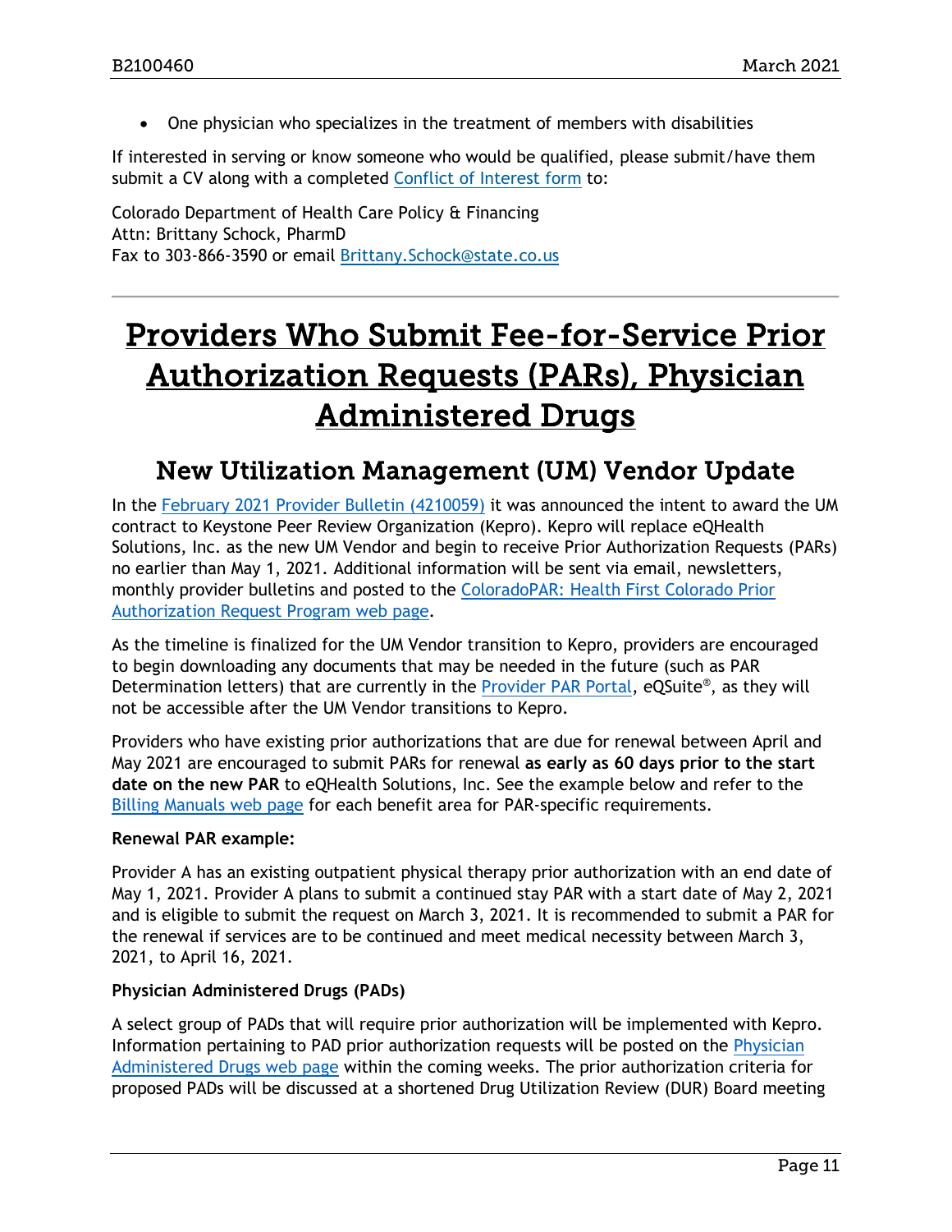- One physician who specializes in the treatment of members with disabilities

If interested in serving or know someone who would be qualified, please submit/have them submit a CV along with a completed Conflict of Interest form to:

Colorado Department of Health Care Policy & Financing
Attn: Brittany Schock, PharmD
Fax to 303-866-3590 or email Brittany.Schock@state.co.us

---

# Providers Who Submit Fee-for-Service Prior Authorization Requests (PARs), Physician Administered Drugs

## New Utilization Management (UM) Vendor Update

In the February 2021 Provider Bulletin (4210059) it was announced the intent to award the UM contract to Keystone Peer Review Organization (Kepro). Kepro will replace eQHealth Solutions, Inc. as the new UM Vendor and begin to receive Prior Authorization Requests (PARs) no earlier than May 1, 2021. Additional information will be sent via email, newsletters, monthly provider bulletins and posted to the ColoradoPAR: Health First Colorado Prior Authorization Request Program web page.

As the timeline is finalized for the UM Vendor transition to Kepro, providers are encouraged to begin downloading any documents that may be needed in the future (such as PAR Determination letters) that are currently in the Provider PAR Portal, eQSuite®, as they will not be accessible after the UM Vendor transitions to Kepro.

Providers who have existing prior authorizations that are due for renewal between April and May 2021 are encouraged to submit PARs for renewal **as early as 60 days prior to the start date on the new PAR** to eQHealth Solutions, Inc. See the example below and refer to the Billing Manuals web page for each benefit area for PAR-specific requirements.

**Renewal PAR example:**

Provider A has an existing outpatient physical therapy prior authorization with an end date of May 1, 2021. Provider A plans to submit a continued stay PAR with a start date of May 2, 2021 and is eligible to submit the request on March 3, 2021. It is recommended to submit a PAR for the renewal if services are to be continued and meet medical necessity between March 3, 2021, to April 16, 2021.

**Physician Administered Drugs (PADs)**

A select group of PADs that will require prior authorization will be implemented with Kepro. Information pertaining to PAD prior authorization requests will be posted on the Physician Administered Drugs web page within the coming weeks. The prior authorization criteria for proposed PADs will be discussed at a shortened Drug Utilization Review (DUR) Board meeting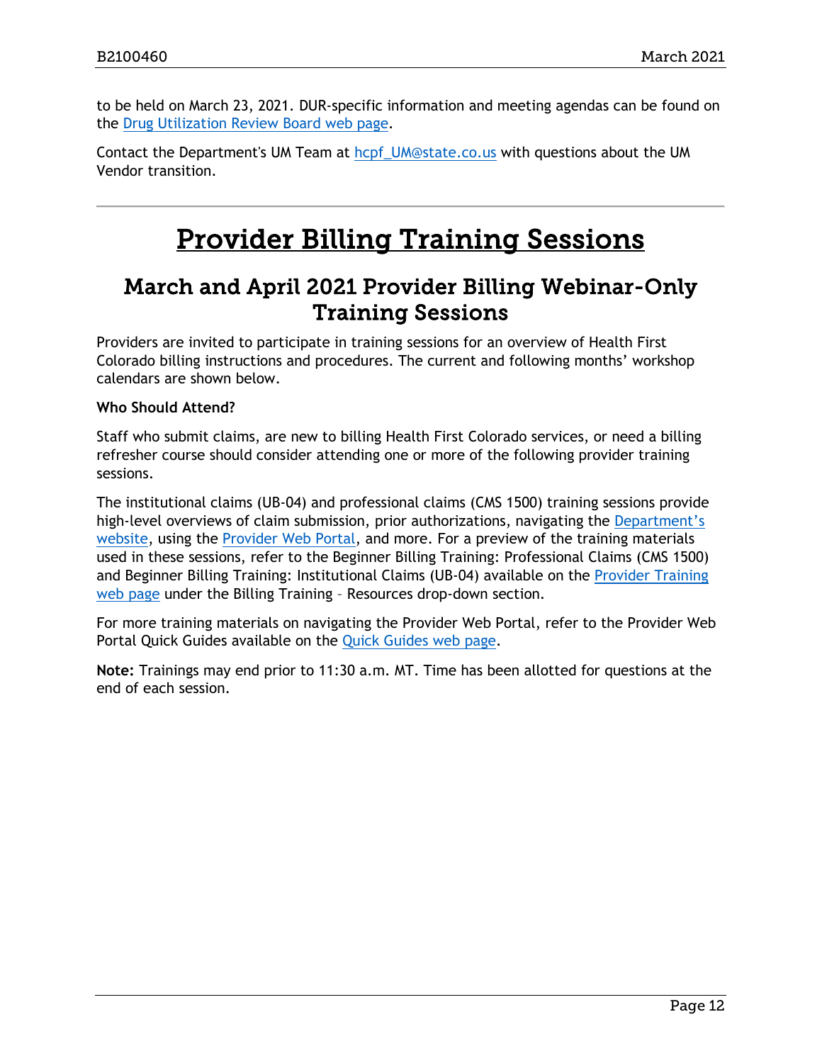to be held on March 23, 2021. DUR-specific information and meeting agendas can be found on the Drug Utilization Review Board web page.

Contact the Department's UM Team at hcpf_UM@state.co.us with questions about the UM Vendor transition.

---

# Provider Billing Training Sessions

## March and April 2021 Provider Billing Webinar-Only Training Sessions

Providers are invited to participate in training sessions for an overview of Health First Colorado billing instructions and procedures. The current and following months' workshop calendars are shown below.

**Who Should Attend?**

Staff who submit claims, are new to billing Health First Colorado services, or need a billing refresher course should consider attending one or more of the following provider training sessions.

The institutional claims (UB-04) and professional claims (CMS 1500) training sessions provide high-level overviews of claim submission, prior authorizations, navigating the Department's website, using the Provider Web Portal, and more. For a preview of the training materials used in these sessions, refer to the Beginner Billing Training: Professional Claims (CMS 1500) and Beginner Billing Training: Institutional Claims (UB-04) available on the Provider Training web page under the Billing Training – Resources drop-down section.

For more training materials on navigating the Provider Web Portal, refer to the Provider Web Portal Quick Guides available on the Quick Guides web page.

**Note:** Trainings may end prior to 11:30 a.m. MT. Time has been allotted for questions at the end of each session.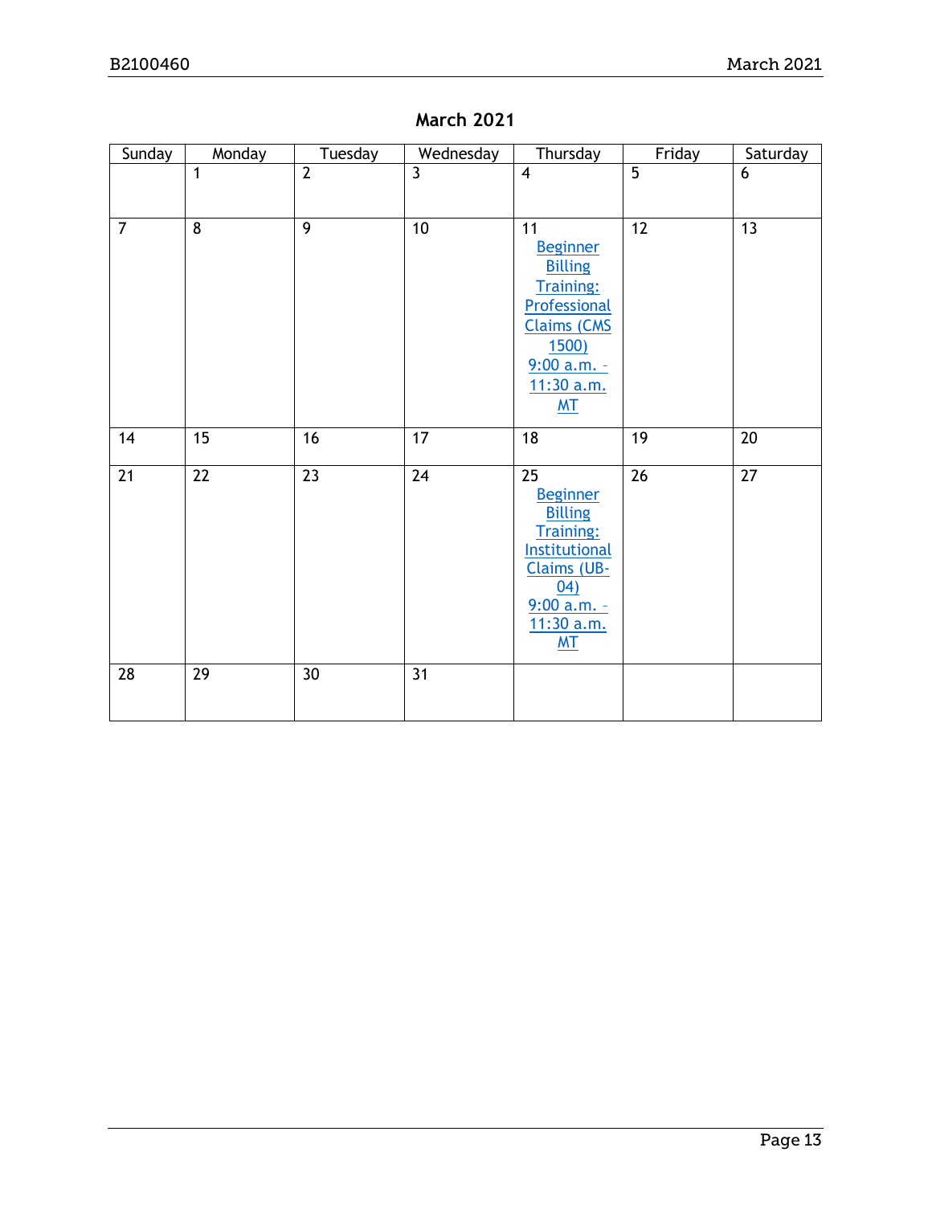## March 2021

| Sunday | Monday | Tuesday | Wednesday | Thursday | Friday | Saturday |
|---|---|---|---|---|---|---|
| | 1 | 2 | 3 | 4 | 5 | 6 |
| 7 | 8 | 9 | 10 | 11 Beginner Billing Training: Professional Claims (CMS 1500) 9:00 a.m. – 11:30 a.m. MT | 12 | 13 |
| 14 | 15 | 16 | 17 | 18 | 19 | 20 |
| 21 | 22 | 23 | 24 | 25 Beginner Billing Training: Institutional Claims (UB-04) 9:00 a.m. – 11:30 a.m. MT | 26 | 27 |
| 28 | 29 | 30 | 31 | | | |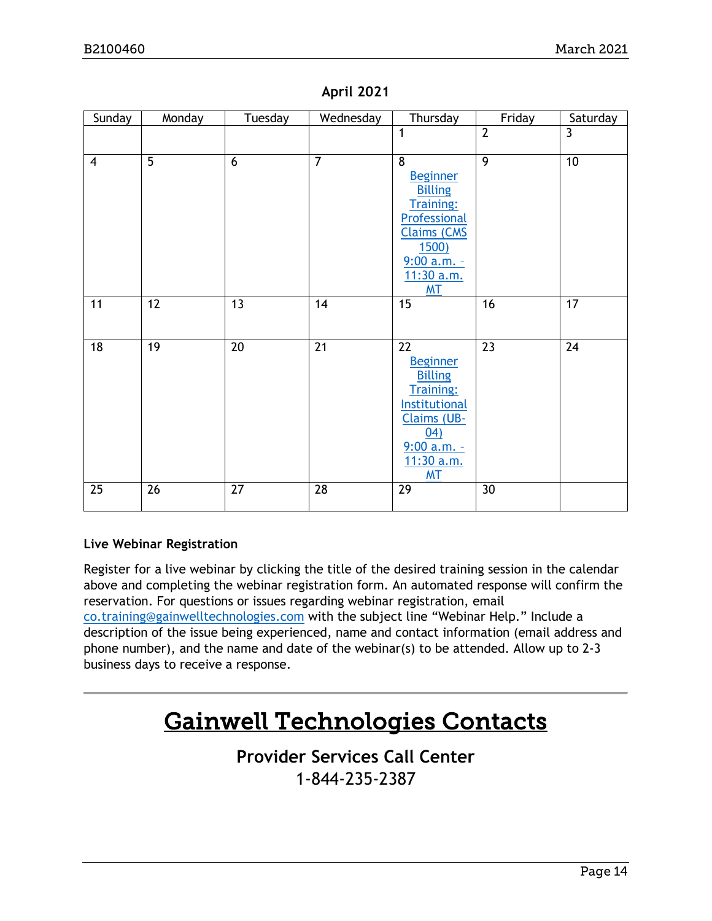## April 2021

| Sunday | Monday | Tuesday | Wednesday | Thursday | Friday | Saturday |
|---|---|---|---|---|---|---|
| | | | | 1 | 2 | 3 |
| 4 | 5 | 6 | 7 | 8 Beginner Billing Training: Professional Claims (CMS 1500) 9:00 a.m. - 11:30 a.m. MT | 9 | 10 |
| 11 | 12 | 13 | 14 | 15 | 16 | 17 |
| 18 | 19 | 20 | 21 | 22 Beginner Billing Training: Institutional Claims (UB-04) 9:00 a.m. - 11:30 a.m. MT | 23 | 24 |
| 25 | 26 | 27 | 28 | 29 | 30 | |

**Live Webinar Registration**

Register for a live webinar by clicking the title of the desired training session in the calendar above and completing the webinar registration form. An automated response will confirm the reservation. For questions or issues regarding webinar registration, email co.training@gainwelltechnologies.com with the subject line "Webinar Help." Include a description of the issue being experienced, name and contact information (email address and phone number), and the name and date of the webinar(s) to be attended. Allow up to 2-3 business days to receive a response.

---

# Gainwell Technologies Contacts

### Provider Services Call Center
1-844-235-2387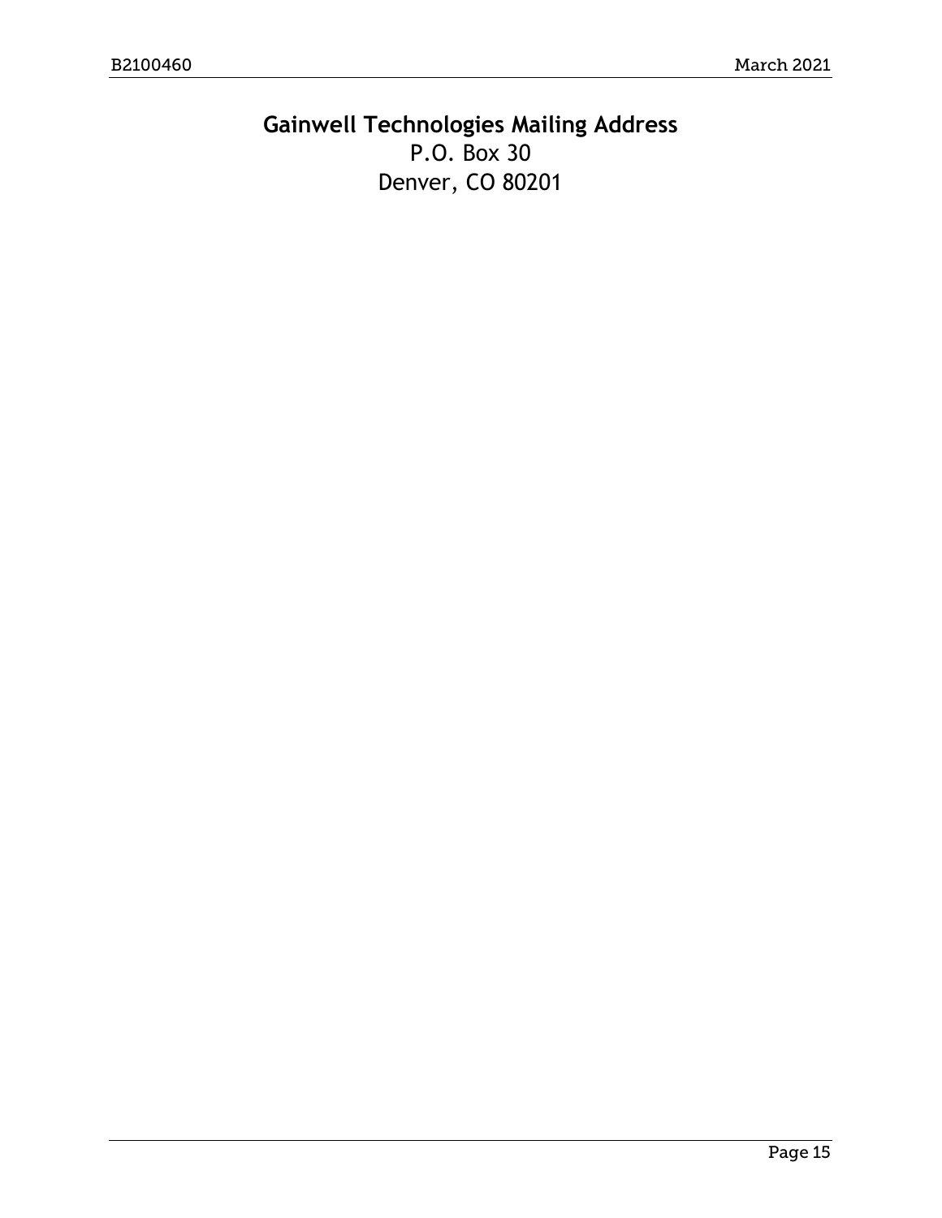**Gainwell Technologies Mailing Address**

P.O. Box 30

Denver, CO 80201